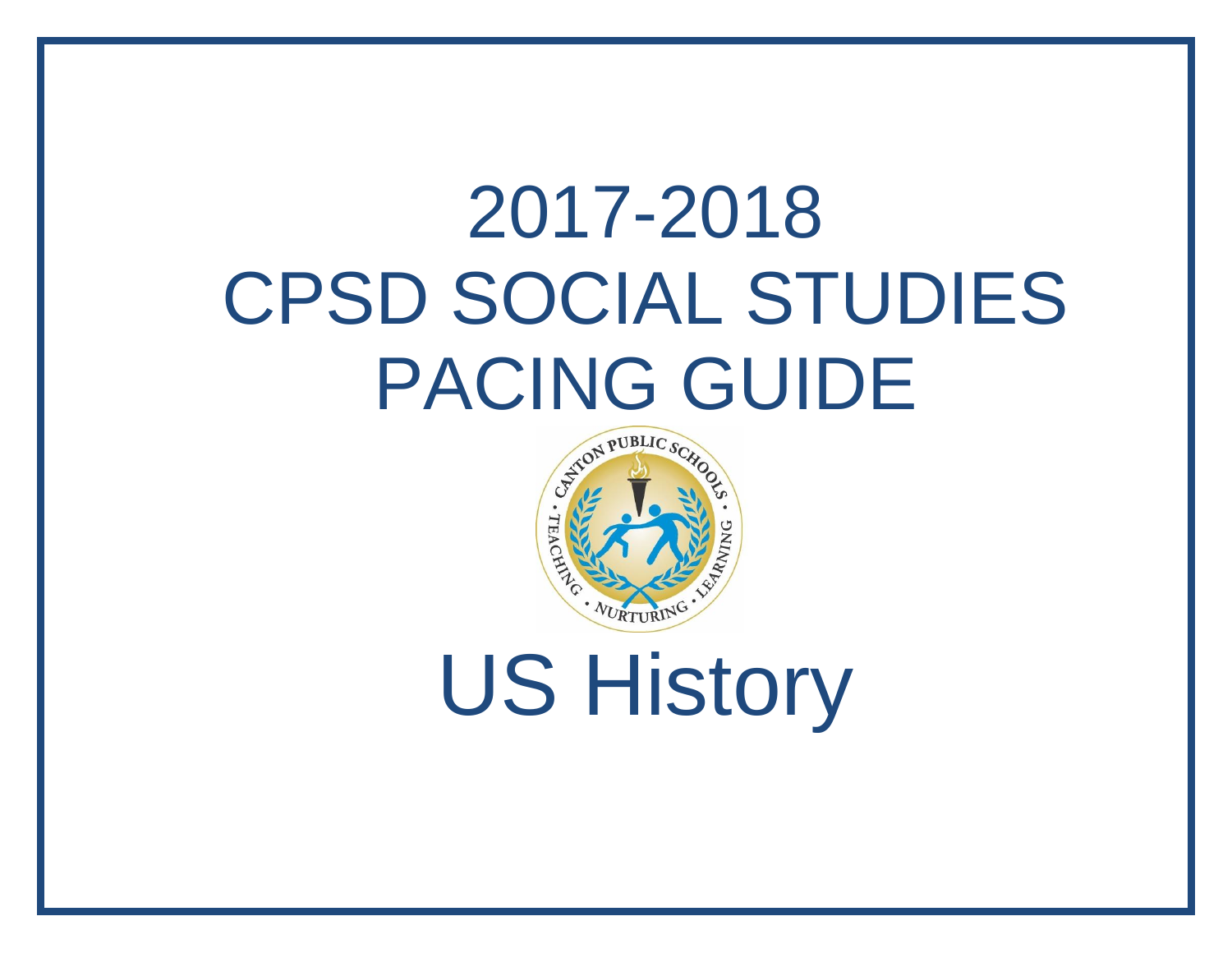# 2017-2018 CPSD SOCIAL STUDIES PACING GUIDE

# US History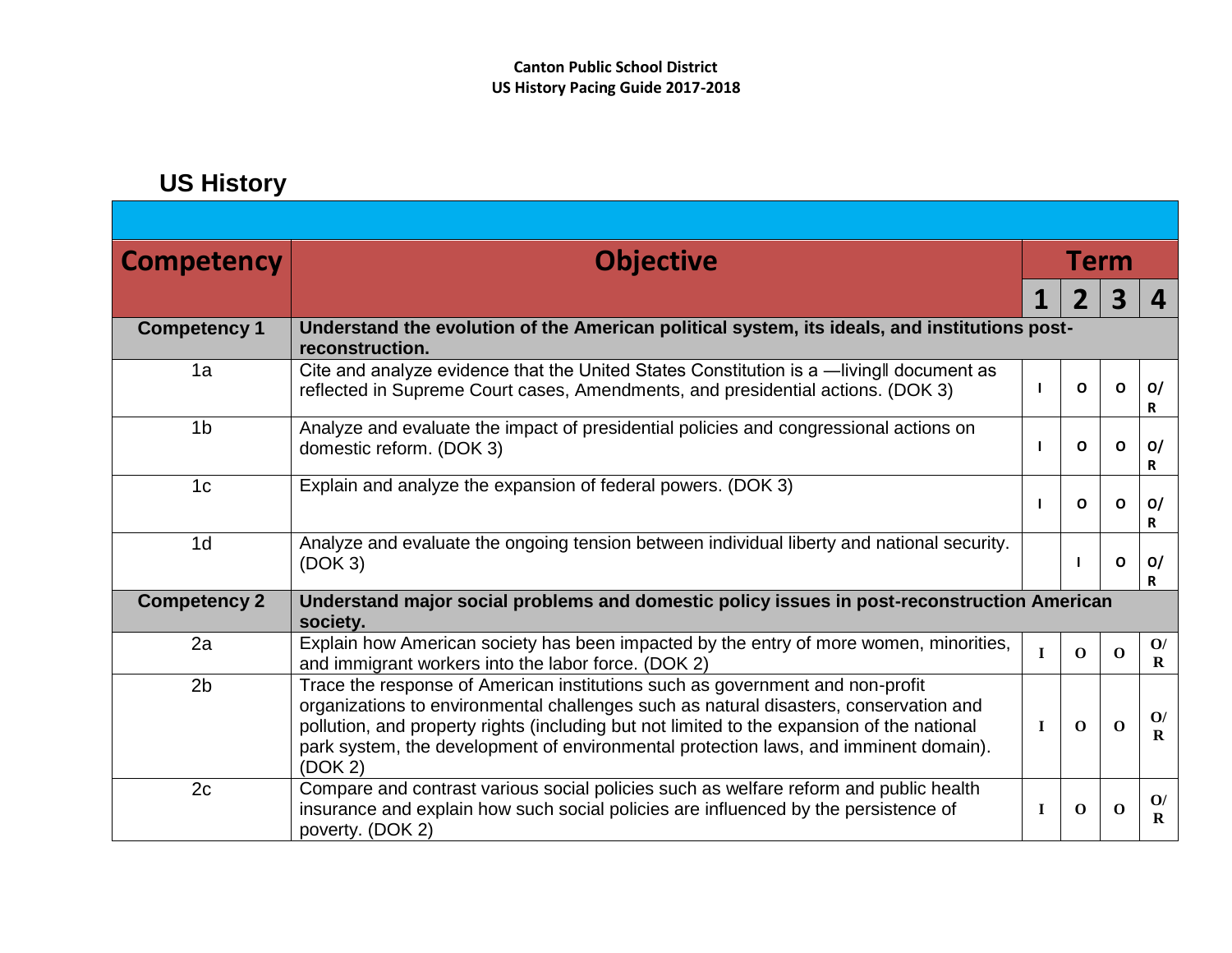**Canton Public School District**
**US History Pacing Guide 2017-2018**

## US History

| Competency | Objective | Term | | | |
|---|---|---|---|---|---|
| | | 1 | 2 | 3 | 4 |
| **Competency 1** | **Understand the evolution of the American political system, its ideals, and institutions post-reconstruction.** | | | | |
| 1a | Cite and analyze evidence that the United States Constitution is a ―living‖ document as reflected in Supreme Court cases, Amendments, and presidential actions. (DOK 3) | I | O | O | O/ R |
| 1b | Analyze and evaluate the impact of presidential policies and congressional actions on domestic reform. (DOK 3) | I | O | O | O/ R |
| 1c | Explain and analyze the expansion of federal powers. (DOK 3) | I | O | O | O/ R |
| 1d | Analyze and evaluate the ongoing tension between individual liberty and national security. (DOK 3) | | I | O | O/ R |
| **Competency 2** | **Understand major social problems and domestic policy issues in post-reconstruction American society.** | | | | |
| 2a | Explain how American society has been impacted by the entry of more women, minorities, and immigrant workers into the labor force. (DOK 2) | I | O | O | O/ R |
| 2b | Trace the response of American institutions such as government and non-profit organizations to environmental challenges such as natural disasters, conservation and pollution, and property rights (including but not limited to the expansion of the national park system, the development of environmental protection laws, and imminent domain). (DOK 2) | I | O | O | O/ R |
| 2c | Compare and contrast various social policies such as welfare reform and public health insurance and explain how such social policies are influenced by the persistence of poverty. (DOK 2) | I | O | O | O/ R |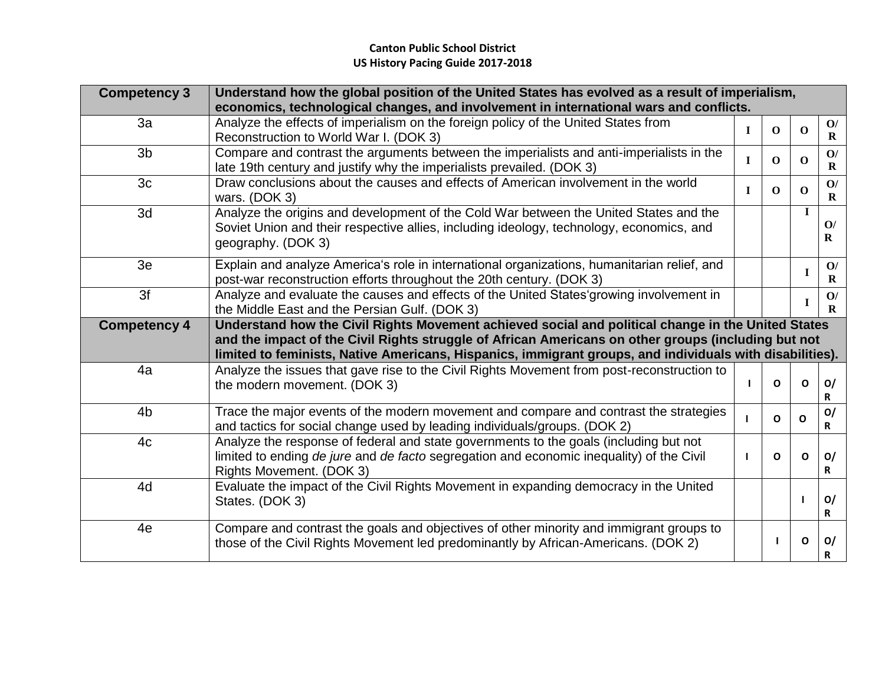**Canton Public School District**
**US History Pacing Guide 2017-2018**

| Competency 3 | Understand how the global position of the United States has evolved as a result of imperialism, economics, technological changes, and involvement in international wars and conflicts. | | | | |
|---|---|---|---|---|---|
| 3a | Analyze the effects of imperialism on the foreign policy of the United States from Reconstruction to World War I. (DOK 3) | I | O | O | O/R |
| 3b | Compare and contrast the arguments between the imperialists and anti-imperialists in the late 19th century and justify why the imperialists prevailed. (DOK 3) | I | O | O | O/R |
| 3c | Draw conclusions about the causes and effects of American involvement in the world wars. (DOK 3) | I | O | O | O/R |
| 3d | Analyze the origins and development of the Cold War between the United States and the Soviet Union and their respective allies, including ideology, technology, economics, and geography. (DOK 3) | | | I | O/R |
| 3e | Explain and analyze America's role in international organizations, humanitarian relief, and post-war reconstruction efforts throughout the 20th century. (DOK 3) | | | I | O/R |
| 3f | Analyze and evaluate the causes and effects of the United States'growing involvement in the Middle East and the Persian Gulf. (DOK 3) | | | I | O/R |
| **Competency 4** | **Understand how the Civil Rights Movement achieved social and political change in the United States and the impact of the Civil Rights struggle of African Americans on other groups (including but not limited to feminists, Native Americans, Hispanics, immigrant groups, and individuals with disabilities).** | | | | |
| 4a | Analyze the issues that gave rise to the Civil Rights Movement from post-reconstruction to the modern movement. (DOK 3) | I | O | O | O/R |
| 4b | Trace the major events of the modern movement and compare and contrast the strategies and tactics for social change used by leading individuals/groups. (DOK 2) | I | O | O | O/R |
| 4c | Analyze the response of federal and state governments to the goals (including but not limited to ending *de jure* and *de facto* segregation and economic inequality) of the Civil Rights Movement. (DOK 3) | I | O | O | O/R |
| 4d | Evaluate the impact of the Civil Rights Movement in expanding democracy in the United States. (DOK 3) | | | I | O/R |
| 4e | Compare and contrast the goals and objectives of other minority and immigrant groups to those of the Civil Rights Movement led predominantly by African-Americans. (DOK 2) | | I | O | O/R |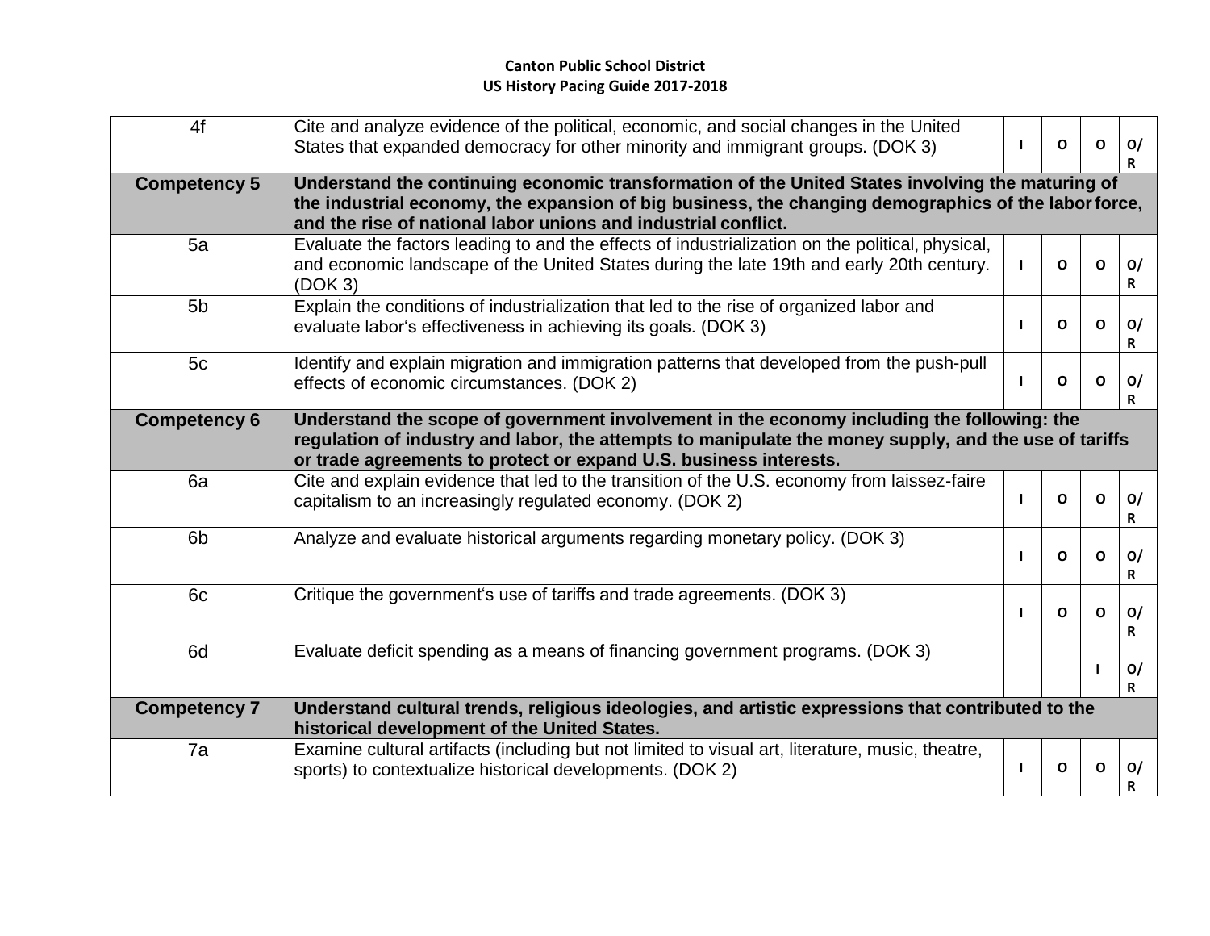**Canton Public School District**
**US History Pacing Guide 2017-2018**

| | | | | | |
|---|---|---|---|---|---|
| 4f | Cite and analyze evidence of the political, economic, and social changes in the United States that expanded democracy for other minority and immigrant groups. (DOK 3) | I | O | O | O/R |
| **Competency 5** | **Understand the continuing economic transformation of the United States involving the maturing of the industrial economy, the expansion of big business, the changing demographics of the labor force, and the rise of national labor unions and industrial conflict.** | | | | |
| 5a | Evaluate the factors leading to and the effects of industrialization on the political, physical, and economic landscape of the United States during the late 19th and early 20th century. (DOK 3) | I | O | O | O/R |
| 5b | Explain the conditions of industrialization that led to the rise of organized labor and evaluate labor's effectiveness in achieving its goals. (DOK 3) | I | O | O | O/R |
| 5c | Identify and explain migration and immigration patterns that developed from the push-pull effects of economic circumstances. (DOK 2) | I | O | O | O/R |
| **Competency 6** | **Understand the scope of government involvement in the economy including the following: the regulation of industry and labor, the attempts to manipulate the money supply, and the use of tariffs or trade agreements to protect or expand U.S. business interests.** | | | | |
| 6a | Cite and explain evidence that led to the transition of the U.S. economy from laissez-faire capitalism to an increasingly regulated economy. (DOK 2) | I | O | O | O/R |
| 6b | Analyze and evaluate historical arguments regarding monetary policy. (DOK 3) | I | O | O | O/R |
| 6c | Critique the government's use of tariffs and trade agreements. (DOK 3) | I | O | O | O/R |
| 6d | Evaluate deficit spending as a means of financing government programs. (DOK 3) | | | I | O/R |
| **Competency 7** | **Understand cultural trends, religious ideologies, and artistic expressions that contributed to the historical development of the United States.** | | | | |
| 7a | Examine cultural artifacts (including but not limited to visual art, literature, music, theatre, sports) to contextualize historical developments. (DOK 2) | I | O | O | O/R |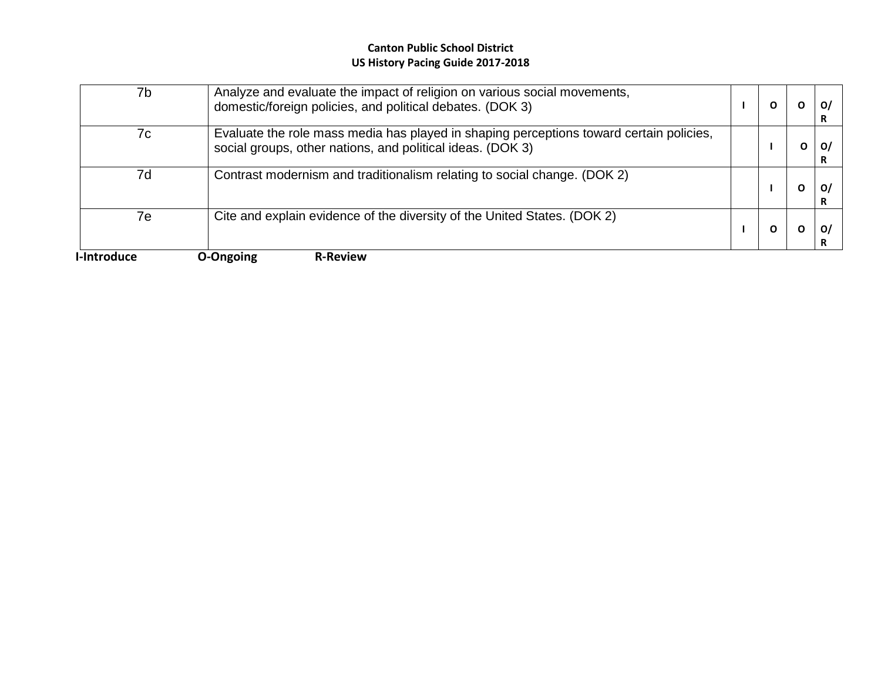**Canton Public School District**
**US History Pacing Guide 2017-2018**

| | | | | | |
|---|---|---|---|---|---|
| 7b | Analyze and evaluate the impact of religion on various social movements, domestic/foreign policies, and political debates. (DOK 3) | I | O | O | O/R |
| 7c | Evaluate the role mass media has played in shaping perceptions toward certain policies, social groups, other nations, and political ideas. (DOK 3) | | I | O | O/R |
| 7d | Contrast modernism and traditionalism relating to social change. (DOK 2) | | I | O | O/R |
| 7e | Cite and explain evidence of the diversity of the United States. (DOK 2) | I | O | O | O/R |

**I-Introduce** **O-Ongoing** **R-Review**